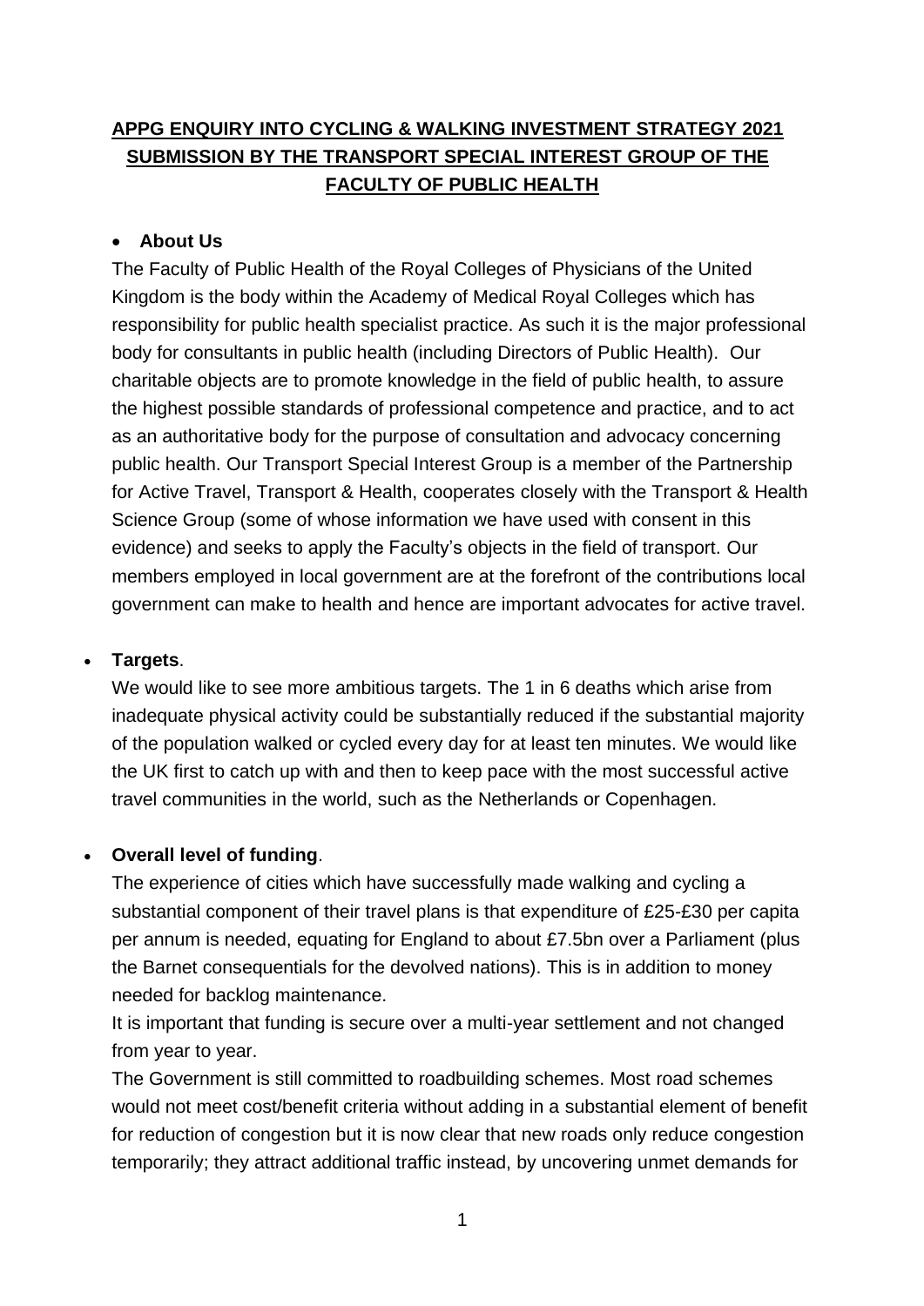# APPG ENQUIRY INTO CYCLING & WALKING INVESTMENT STRATEGY 2021 SUBMISSION BY THE TRANSPORT SPECIAL INTEREST GROUP OF THE FACULTY OF PUBLIC HEALTH

- **About Us**

The Faculty of Public Health of the Royal Colleges of Physicians of the United Kingdom is the body within the Academy of Medical Royal Colleges which has responsibility for public health specialist practice. As such it is the major professional body for consultants in public health (including Directors of Public Health). Our charitable objects are to promote knowledge in the field of public health, to assure the highest possible standards of professional competence and practice, and to act as an authoritative body for the purpose of consultation and advocacy concerning public health. Our Transport Special Interest Group is a member of the Partnership for Active Travel, Transport & Health, cooperates closely with the Transport & Health Science Group (some of whose information we have used with consent in this evidence) and seeks to apply the Faculty's objects in the field of transport. Our members employed in local government are at the forefront of the contributions local government can make to health and hence are important advocates for active travel.

- **Targets**.

We would like to see more ambitious targets. The 1 in 6 deaths which arise from inadequate physical activity could be substantially reduced if the substantial majority of the population walked or cycled every day for at least ten minutes. We would like the UK first to catch up with and then to keep pace with the most successful active travel communities in the world, such as the Netherlands or Copenhagen.

- **Overall level of funding**.

The experience of cities which have successfully made walking and cycling a substantial component of their travel plans is that expenditure of £25-£30 per capita per annum is needed, equating for England to about £7.5bn over a Parliament (plus the Barnet consequentials for the devolved nations). This is in addition to money needed for backlog maintenance.

It is important that funding is secure over a multi-year settlement and not changed from year to year.

The Government is still committed to roadbuilding schemes. Most road schemes would not meet cost/benefit criteria without adding in a substantial element of benefit for reduction of congestion but it is now clear that new roads only reduce congestion temporarily; they attract additional traffic instead, by uncovering unmet demands for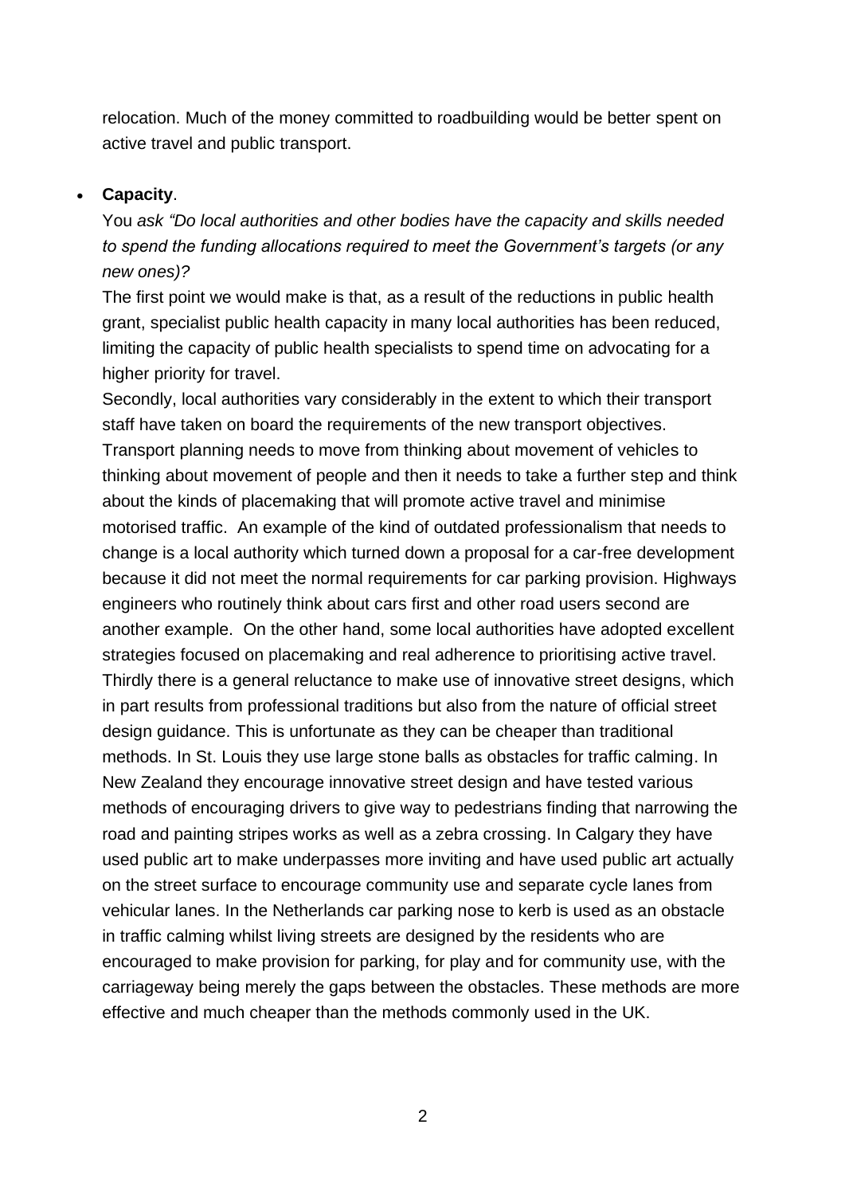relocation. Much of the money committed to roadbuilding would be better spent on active travel and public transport.

- **Capacity**.

  You *ask "Do local authorities and other bodies have the capacity and skills needed to spend the funding allocations required to meet the Government's targets (or any new ones)?*

  The first point we would make is that, as a result of the reductions in public health grant, specialist public health capacity in many local authorities has been reduced, limiting the capacity of public health specialists to spend time on advocating for a higher priority for travel.

  Secondly, local authorities vary considerably in the extent to which their transport staff have taken on board the requirements of the new transport objectives. Transport planning needs to move from thinking about movement of vehicles to thinking about movement of people and then it needs to take a further step and think about the kinds of placemaking that will promote active travel and minimise motorised traffic. An example of the kind of outdated professionalism that needs to change is a local authority which turned down a proposal for a car-free development because it did not meet the normal requirements for car parking provision. Highways engineers who routinely think about cars first and other road users second are another example. On the other hand, some local authorities have adopted excellent strategies focused on placemaking and real adherence to prioritising active travel.

  Thirdly there is a general reluctance to make use of innovative street designs, which in part results from professional traditions but also from the nature of official street design guidance. This is unfortunate as they can be cheaper than traditional methods. In St. Louis they use large stone balls as obstacles for traffic calming. In New Zealand they encourage innovative street design and have tested various methods of encouraging drivers to give way to pedestrians finding that narrowing the road and painting stripes works as well as a zebra crossing. In Calgary they have used public art to make underpasses more inviting and have used public art actually on the street surface to encourage community use and separate cycle lanes from vehicular lanes. In the Netherlands car parking nose to kerb is used as an obstacle in traffic calming whilst living streets are designed by the residents who are encouraged to make provision for parking, for play and for community use, with the carriageway being merely the gaps between the obstacles. These methods are more effective and much cheaper than the methods commonly used in the UK.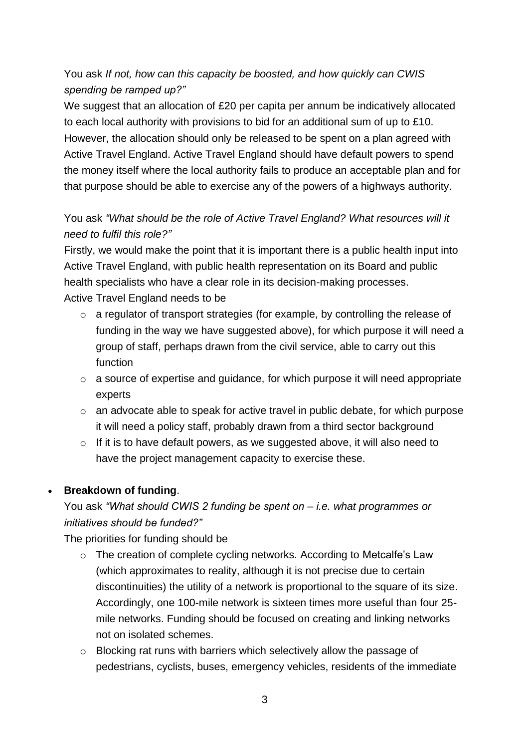You ask *If not, how can this capacity be boosted, and how quickly can CWIS spending be ramped up?"*

We suggest that an allocation of £20 per capita per annum be indicatively allocated to each local authority with provisions to bid for an additional sum of up to £10. However, the allocation should only be released to be spent on a plan agreed with Active Travel England. Active Travel England should have default powers to spend the money itself where the local authority fails to produce an acceptable plan and for that purpose should be able to exercise any of the powers of a highways authority.

You ask *"What should be the role of Active Travel England? What resources will it need to fulfil this role?"*

Firstly, we would make the point that it is important there is a public health input into Active Travel England, with public health representation on its Board and public health specialists who have a clear role in its decision-making processes.

Active Travel England needs to be

- a regulator of transport strategies (for example, by controlling the release of funding in the way we have suggested above), for which purpose it will need a group of staff, perhaps drawn from the civil service, able to carry out this function
- a source of expertise and guidance, for which purpose it will need appropriate experts
- an advocate able to speak for active travel in public debate, for which purpose it will need a policy staff, probably drawn from a third sector background
- If it is to have default powers, as we suggested above, it will also need to have the project management capacity to exercise these.

- **Breakdown of funding**.

  You ask *"What should CWIS 2 funding be spent on – i.e. what programmes or initiatives should be funded?"*

  The priorities for funding should be

  - The creation of complete cycling networks. According to Metcalfe's Law (which approximates to reality, although it is not precise due to certain discontinuities) the utility of a network is proportional to the square of its size. Accordingly, one 100-mile network is sixteen times more useful than four 25-mile networks. Funding should be focused on creating and linking networks not on isolated schemes.
  - Blocking rat runs with barriers which selectively allow the passage of pedestrians, cyclists, buses, emergency vehicles, residents of the immediate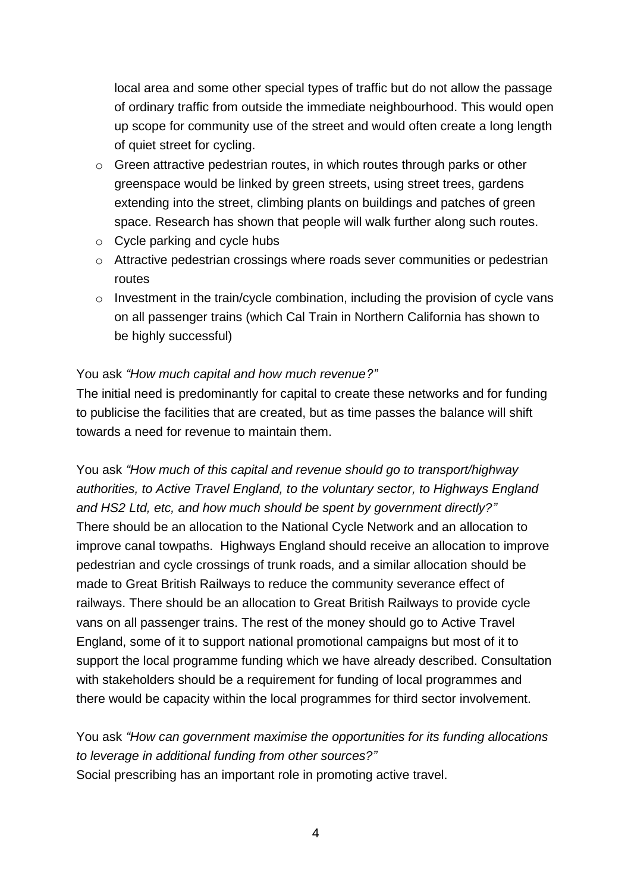local area and some other special types of traffic but do not allow the passage of ordinary traffic from outside the immediate neighbourhood. This would open up scope for community use of the street and would often create a long length of quiet street for cycling.

  - Green attractive pedestrian routes, in which routes through parks or other greenspace would be linked by green streets, using street trees, gardens extending into the street, climbing plants on buildings and patches of green space. Research has shown that people will walk further along such routes.
  - Cycle parking and cycle hubs
  - Attractive pedestrian crossings where roads sever communities or pedestrian routes
  - Investment in the train/cycle combination, including the provision of cycle vans on all passenger trains (which Cal Train in Northern California has shown to be highly successful)

You ask *"How much capital and how much revenue?"*
The initial need is predominantly for capital to create these networks and for funding to publicise the facilities that are created, but as time passes the balance will shift towards a need for revenue to maintain them.

You ask *"How much of this capital and revenue should go to transport/highway authorities, to Active Travel England, to the voluntary sector, to Highways England and HS2 Ltd, etc, and how much should be spent by government directly?"*
There should be an allocation to the National Cycle Network and an allocation to improve canal towpaths. Highways England should receive an allocation to improve pedestrian and cycle crossings of trunk roads, and a similar allocation should be made to Great British Railways to reduce the community severance effect of railways. There should be an allocation to Great British Railways to provide cycle vans on all passenger trains. The rest of the money should go to Active Travel England, some of it to support national promotional campaigns but most of it to support the local programme funding which we have already described. Consultation with stakeholders should be a requirement for funding of local programmes and there would be capacity within the local programmes for third sector involvement.

You ask *"How can government maximise the opportunities for its funding allocations to leverage in additional funding from other sources?"*
Social prescribing has an important role in promoting active travel.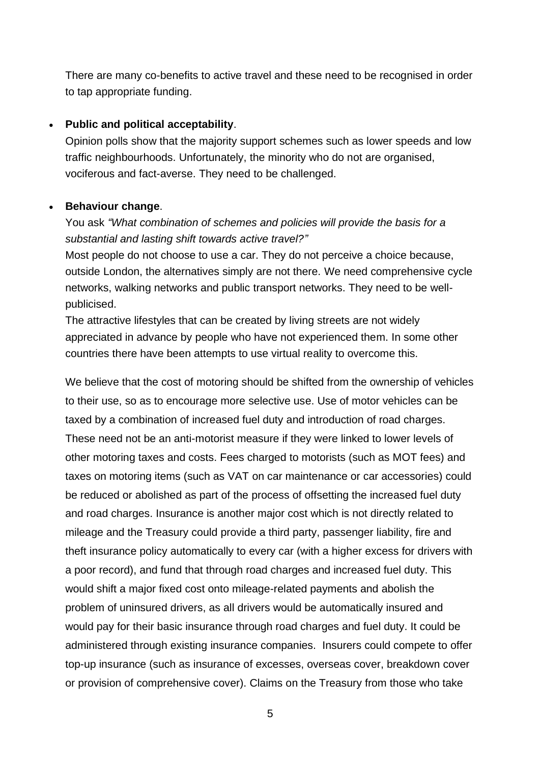There are many co-benefits to active travel and these need to be recognised in order to tap appropriate funding.

- **Public and political acceptability**.
  Opinion polls show that the majority support schemes such as lower speeds and low traffic neighbourhoods. Unfortunately, the minority who do not are organised, vociferous and fact-averse. They need to be challenged.

- **Behaviour change**.
  You ask *"What combination of schemes and policies will provide the basis for a substantial and lasting shift towards active travel?"*
  Most people do not choose to use a car. They do not perceive a choice because, outside London, the alternatives simply are not there. We need comprehensive cycle networks, walking networks and public transport networks. They need to be well-publicised.
  The attractive lifestyles that can be created by living streets are not widely appreciated in advance by people who have not experienced them. In some other countries there have been attempts to use virtual reality to overcome this.

  We believe that the cost of motoring should be shifted from the ownership of vehicles to their use, so as to encourage more selective use. Use of motor vehicles can be taxed by a combination of increased fuel duty and introduction of road charges. These need not be an anti-motorist measure if they were linked to lower levels of other motoring taxes and costs. Fees charged to motorists (such as MOT fees) and taxes on motoring items (such as VAT on car maintenance or car accessories) could be reduced or abolished as part of the process of offsetting the increased fuel duty and road charges. Insurance is another major cost which is not directly related to mileage and the Treasury could provide a third party, passenger liability, fire and theft insurance policy automatically to every car (with a higher excess for drivers with a poor record), and fund that through road charges and increased fuel duty. This would shift a major fixed cost onto mileage-related payments and abolish the problem of uninsured drivers, as all drivers would be automatically insured and would pay for their basic insurance through road charges and fuel duty. It could be administered through existing insurance companies. Insurers could compete to offer top-up insurance (such as insurance of excesses, overseas cover, breakdown cover or provision of comprehensive cover). Claims on the Treasury from those who take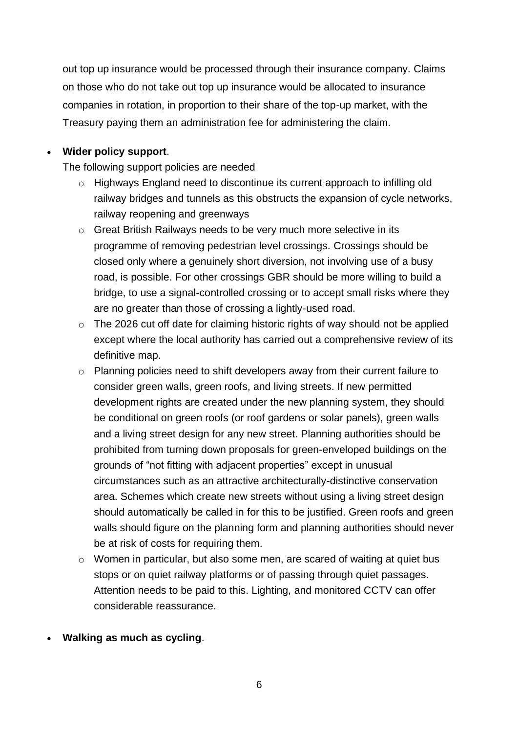out top up insurance would be processed through their insurance company. Claims on those who do not take out top up insurance would be allocated to insurance companies in rotation, in proportion to their share of the top-up market, with the Treasury paying them an administration fee for administering the claim.

- **Wider policy support**.
  The following support policies are needed
  - Highways England need to discontinue its current approach to infilling old railway bridges and tunnels as this obstructs the expansion of cycle networks, railway reopening and greenways
  - Great British Railways needs to be very much more selective in its programme of removing pedestrian level crossings. Crossings should be closed only where a genuinely short diversion, not involving use of a busy road, is possible. For other crossings GBR should be more willing to build a bridge, to use a signal-controlled crossing or to accept small risks where they are no greater than those of crossing a lightly-used road.
  - The 2026 cut off date for claiming historic rights of way should not be applied except where the local authority has carried out a comprehensive review of its definitive map.
  - Planning policies need to shift developers away from their current failure to consider green walls, green roofs, and living streets. If new permitted development rights are created under the new planning system, they should be conditional on green roofs (or roof gardens or solar panels), green walls and a living street design for any new street. Planning authorities should be prohibited from turning down proposals for green-enveloped buildings on the grounds of "not fitting with adjacent properties" except in unusual circumstances such as an attractive architecturally-distinctive conservation area. Schemes which create new streets without using a living street design should automatically be called in for this to be justified. Green roofs and green walls should figure on the planning form and planning authorities should never be at risk of costs for requiring them.
  - Women in particular, but also some men, are scared of waiting at quiet bus stops or on quiet railway platforms or of passing through quiet passages. Attention needs to be paid to this. Lighting, and monitored CCTV can offer considerable reassurance.

- **Walking as much as cycling**.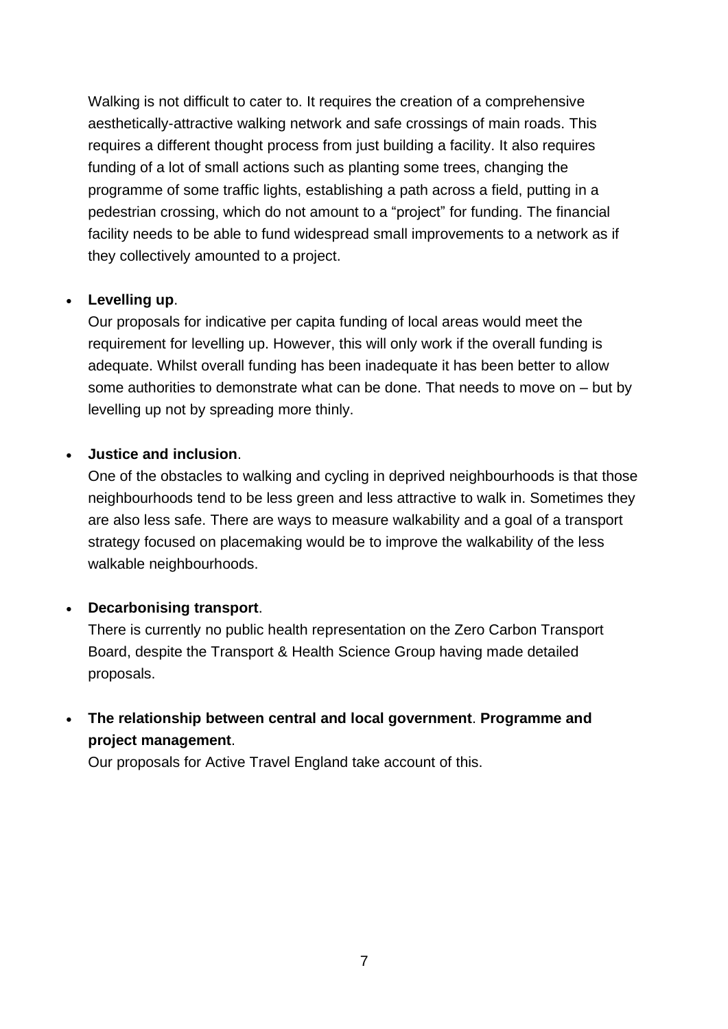Walking is not difficult to cater to. It requires the creation of a comprehensive aesthetically-attractive walking network and safe crossings of main roads. This requires a different thought process from just building a facility. It also requires funding of a lot of small actions such as planting some trees, changing the programme of some traffic lights, establishing a path across a field, putting in a pedestrian crossing, which do not amount to a "project" for funding. The financial facility needs to be able to fund widespread small improvements to a network as if they collectively amounted to a project.

- **Levelling up**.
  Our proposals for indicative per capita funding of local areas would meet the requirement for levelling up. However, this will only work if the overall funding is adequate. Whilst overall funding has been inadequate it has been better to allow some authorities to demonstrate what can be done. That needs to move on – but by levelling up not by spreading more thinly.

- **Justice and inclusion**.
  One of the obstacles to walking and cycling in deprived neighbourhoods is that those neighbourhoods tend to be less green and less attractive to walk in. Sometimes they are also less safe. There are ways to measure walkability and a goal of a transport strategy focused on placemaking would be to improve the walkability of the less walkable neighbourhoods.

- **Decarbonising transport**.
  There is currently no public health representation on the Zero Carbon Transport Board, despite the Transport & Health Science Group having made detailed proposals.

- **The relationship between central and local government**. **Programme and project management**.
  Our proposals for Active Travel England take account of this.